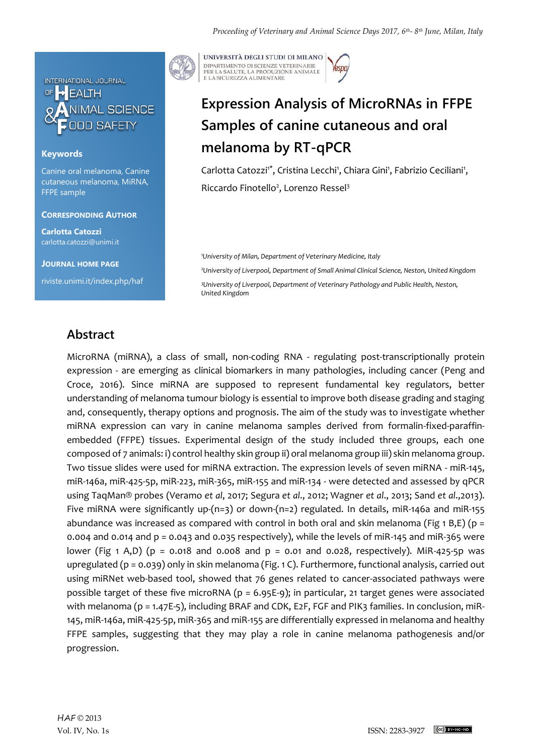# Expression Analysis of MicroRNAs in FFPE Samples of canine cutaneous and oral melanoma by RT-qPCR

Carlotta Catozzi[1*], Cristina Lecchi[1], Chiara Gini[1], Fabrizio Ceciliani[1], Riccardo Finotello[2], Lorenzo Ressel[3]

[1]University of Milan, Department of Veterinary Medicine, Italy

[2]University of Liverpool, Department of Small Animal Clinical Science, Neston, United Kingdom

[3]University of Liverpool, Department of Veterinary Pathology and Public Health, Neston, United Kingdom

**Keywords**

Canine oral melanoma, Canine cutaneous melanoma, MiRNA, FFPE sample

**Corresponding Author**

**Carlotta Catozzi**
carlotta.catozzi@unimi.it

**Journal Home Page**

riviste.unimi.it/index.php/haf

## Abstract

MicroRNA (miRNA), a class of small, non-coding RNA - regulating post-transcriptionally protein expression - are emerging as clinical biomarkers in many pathologies, including cancer (Peng and Croce, 2016). Since miRNA are supposed to represent fundamental key regulators, better understanding of melanoma tumour biology is essential to improve both disease grading and staging and, consequently, therapy options and prognosis. The aim of the study was to investigate whether miRNA expression can vary in canine melanoma samples derived from formalin-fixed-paraffin-embedded (FFPE) tissues. Experimental design of the study included three groups, each one composed of 7 animals: i) control healthy skin group ii) oral melanoma group iii) skin melanoma group. Two tissue slides were used for miRNA extraction. The expression levels of seven miRNA - miR-145, miR-146a, miR-425-5p, miR-223, miR-365, miR-155 and miR-134 - were detected and assessed by qPCR using TaqMan® probes (Veramo *et al*, 2017; Segura *et al*., 2012; Wagner *et al*., 2013; Sand *et al*.,2013). Five miRNA were significantly up-(n=3) or down-(n=2) regulated. In details, miR-146a and miR-155 abundance was increased as compared with control in both oral and skin melanoma (Fig 1 B,E) (p = 0.004 and 0.014 and p = 0.043 and 0.035 respectively), while the levels of miR-145 and miR-365 were lower (Fig 1 A,D) (p = 0.018 and 0.008 and p = 0.01 and 0.028, respectively). MiR-425-5p was upregulated (p = 0.039) only in skin melanoma (Fig. 1 C). Furthermore, functional analysis, carried out using miRNet web-based tool, showed that 76 genes related to cancer-associated pathways were possible target of these five microRNA (p = 6.95E-9); in particular, 21 target genes were associated with melanoma (p = 1.47E-5), including BRAF and CDK, E2F, FGF and PIK3 families. In conclusion, miR-145, miR-146a, miR-425-5p, miR-365 and miR-155 are differentially expressed in melanoma and healthy FFPE samples, suggesting that they may play a role in canine melanoma pathogenesis and/or progression.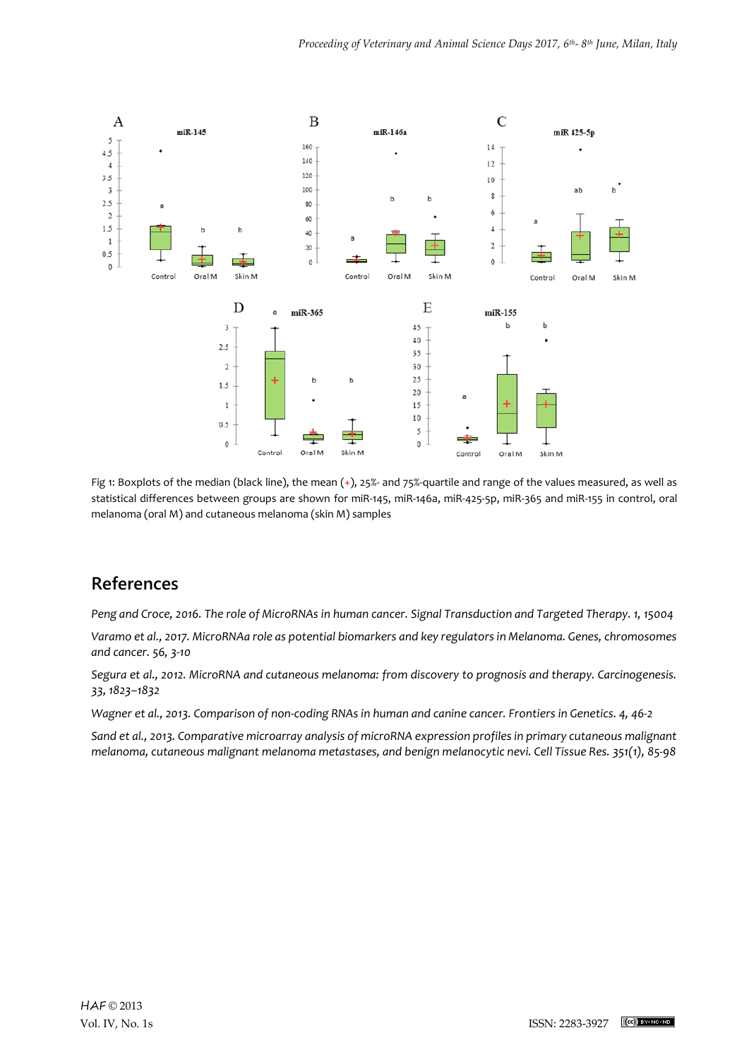A

miR-145

5
4.5
4
3.5
3
2.5
2
1.5
1
0.5
0

a
b
b

Control
Oral M
Skin M

B

miR-146a

160
140
120
100
80
60
40
20
0

a
b
b

Control
Oral M
Skin M

C

miR 425-5p

14
12
10
8
6
4
2
0

a
ab
b

Control
Oral M
Skin M

D

miR-365

3
2.5
2
1.5
1
0.5
0

a
b
b

Control
Oral M
Skin M

E

miR-155

45
40
35
30
25
20
15
10
5
0

a
b
b

Control
Oral M
Skin M

Fig 1: Boxplots of the median (black line), the mean (+), 25%- and 75%-quartile and range of the values measured, as well as statistical differences between groups are shown for miR-145, miR-146a, miR-425-5p, miR-365 and miR-155 in control, oral melanoma (oral M) and cutaneous melanoma (skin M) samples

## References

*Peng and Croce, 2016. The role of MicroRNAs in human cancer. Signal Transduction and Targeted Therapy. 1, 15004*

*Varamo et al., 2017. MicroRNAa role as potential biomarkers and key regulators in Melanoma. Genes, chromosomes and cancer. 56, 3-10*

*Segura et al., 2012. MicroRNA and cutaneous melanoma: from discovery to prognosis and therapy. Carcinogenesis. 33, 1823–1832*

*Wagner et al., 2013. Comparison of non-coding RNAs in human and canine cancer. Frontiers in Genetics. 4, 46-2*

*Sand et al., 2013. Comparative microarray analysis of microRNA expression profiles in primary cutaneous malignant melanoma, cutaneous malignant melanoma metastases, and benign melanocytic nevi. Cell Tissue Res. 351(1), 85-98*